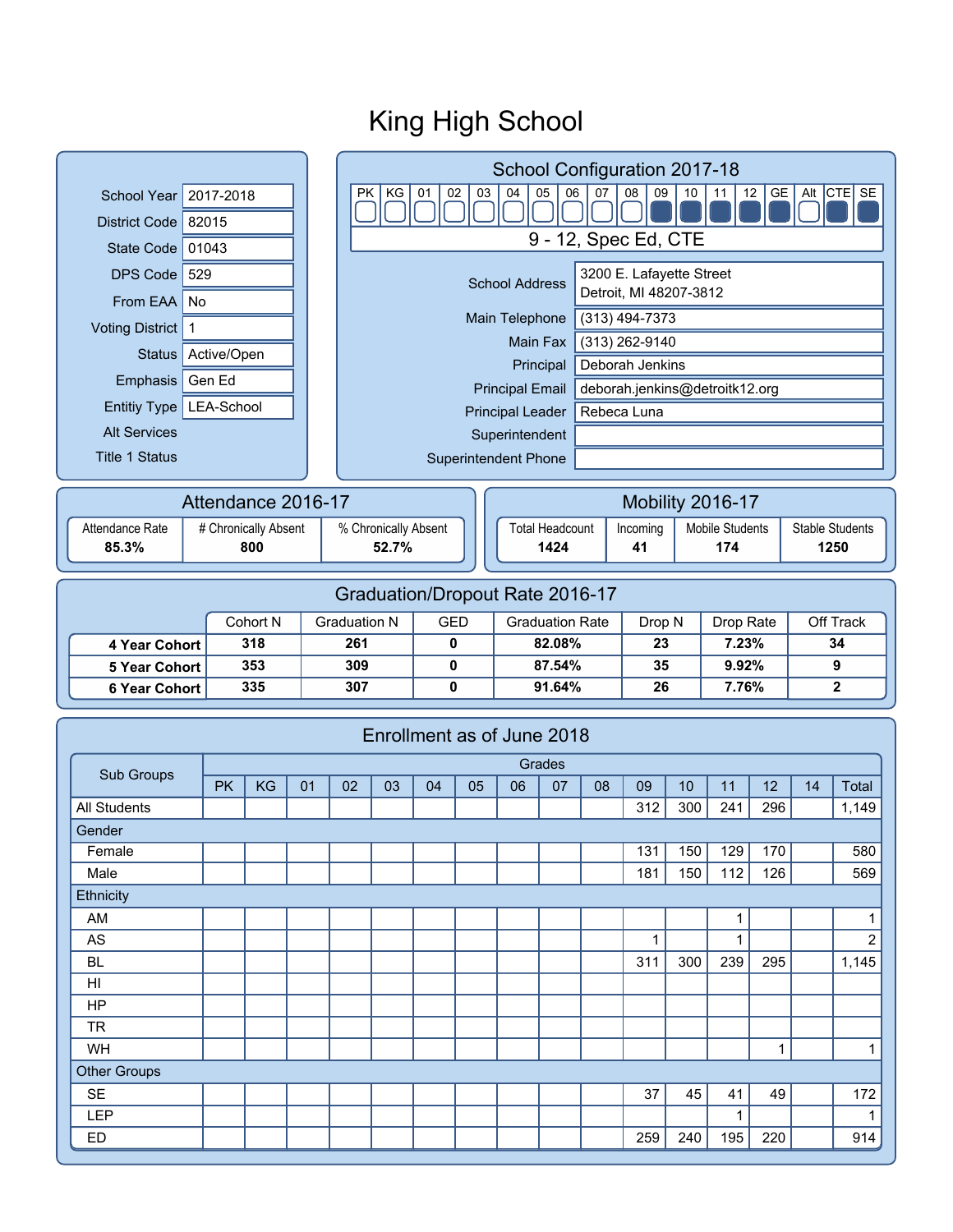# King High School

| | |
|---|---|
| School Year | 2017-2018 |
| District Code | 82015 |
| State Code | 01043 |
| DPS Code | 529 |
| From EAA | No |
| Voting District | 1 |
| Status | Active/Open |
| Emphasis | Gen Ed |
| Entitiy Type | LEA-School |
| Alt Services | |
| Title 1 Status | |

## School Configuration 2017-18

| PK | KG | 01 | 02 | 03 | 04 | 05 | 06 | 07 | 08 | 09 | 10 | 11 | 12 | GE | Alt | CTE | SE |
|---|---|---|---|---|---|---|---|---|---|---|---|---|---|---|---|---|---|
| | | | | | | | | | | ■ | ■ | ■ | ■ | ■ | | ■ | ■ |

9 - 12, Spec Ed, CTE

| | |
|---|---|
| School Address | 3200 E. Lafayette Street<br>Detroit, MI 48207-3812 |
| Main Telephone | (313) 494-7373 |
| Main Fax | (313) 262-9140 |
| Principal | Deborah Jenkins |
| Principal Email | deborah.jenkins@detroitk12.org |
| Principal Leader | Rebeca Luna |
| Superintendent | |
| Superintendent Phone | |

## Attendance 2016-17

| Attendance Rate | # Chronically Absent | % Chronically Absent |
|---|---|---|
| **85.3%** | **800** | **52.7%** |

## Mobility 2016-17

| Total Headcount | Incoming | Mobile Students | Stable Students |
|---|---|---|---|
| **1424** | **41** | **174** | **1250** |

## Graduation/Dropout Rate 2016-17

| | Cohort N | Graduation N | GED | Graduation Rate | Drop N | Drop Rate | Off Track |
|---|---|---|---|---|---|---|---|
| **4 Year Cohort** | **318** | **261** | **0** | **82.08%** | **23** | **7.23%** | **34** |
| **5 Year Cohort** | **353** | **309** | **0** | **87.54%** | **35** | **9.92%** | **9** |
| **6 Year Cohort** | **335** | **307** | **0** | **91.64%** | **26** | **7.76%** | **2** |

## Enrollment as of June 2018

| Sub Groups | Grades | | | | | | | | | | | | | | |
|---|---|---|---|---|---|---|---|---|---|---|---|---|---|---|---|
| | PK | KG | 01 | 02 | 03 | 04 | 05 | 06 | 07 | 08 | 09 | 10 | 11 | 12 | 14 | Total |
| All Students | | | | | | | | | | | 312 | 300 | 241 | 296 | | 1,149 |
| Gender | | | | | | | | | | | | | | | | |
| Female | | | | | | | | | | | 131 | 150 | 129 | 170 | | 580 |
| Male | | | | | | | | | | | 181 | 150 | 112 | 126 | | 569 |
| Ethnicity | | | | | | | | | | | | | | | | |
| AM | | | | | | | | | | | | | 1 | | | 1 |
| AS | | | | | | | | | | | 1 | | 1 | | | 2 |
| BL | | | | | | | | | | | 311 | 300 | 239 | 295 | | 1,145 |
| HI | | | | | | | | | | | | | | | | |
| HP | | | | | | | | | | | | | | | | |
| TR | | | | | | | | | | | | | | | | |
| WH | | | | | | | | | | | | | | 1 | | 1 |
| Other Groups | | | | | | | | | | | | | | | | |
| SE | | | | | | | | | | | 37 | 45 | 41 | 49 | | 172 |
| LEP | | | | | | | | | | | | | 1 | | | 1 |
| ED | | | | | | | | | | | 259 | 240 | 195 | 220 | | 914 |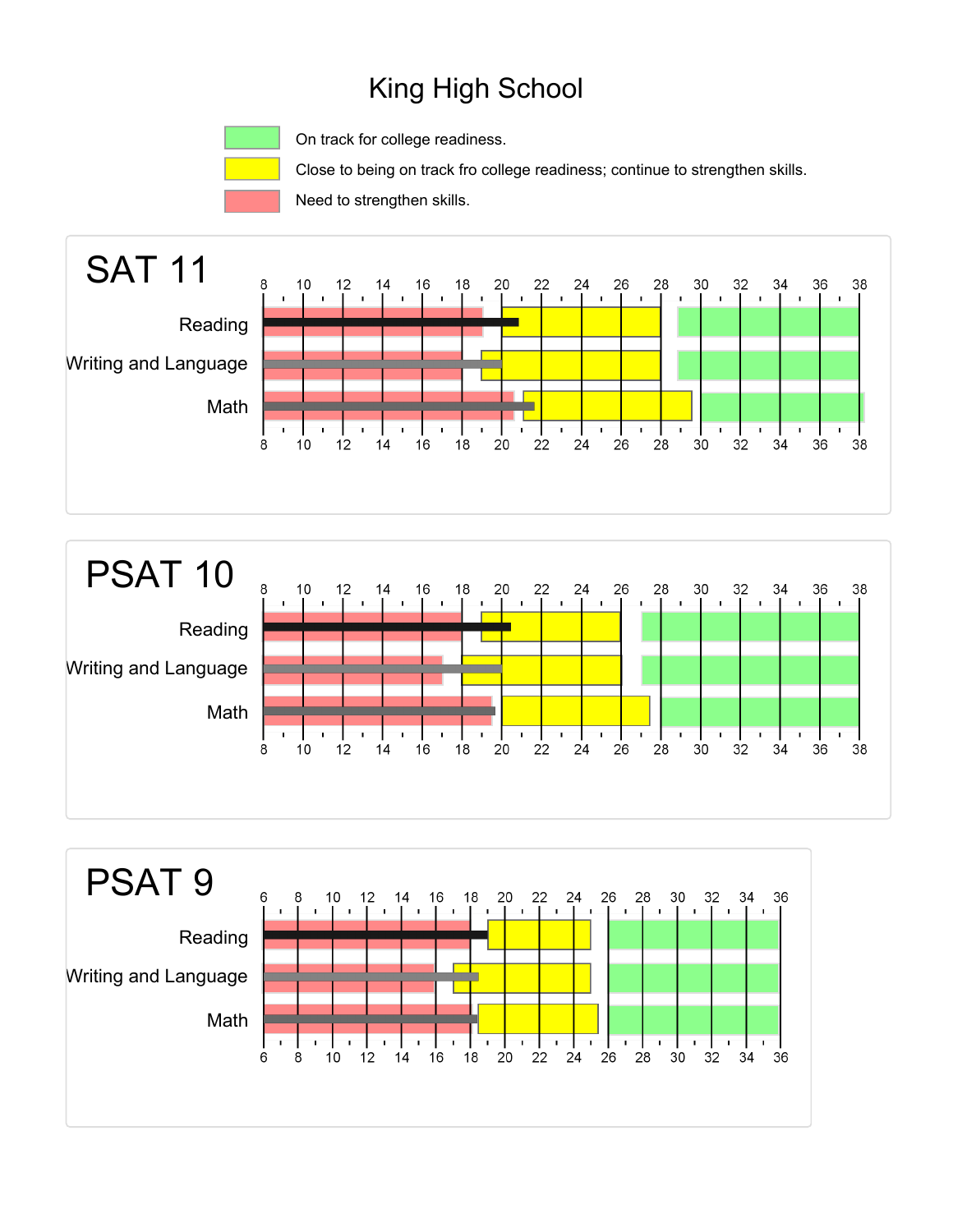# King High School

- On track for college readiness.
- Close to being on track fro college readiness; continue to strengthen skills.
- Need to strengthen skills.

## SAT 11

Reading

Writing and Language

Math

## PSAT 10

Reading

Writing and Language

Math

## PSAT 9

Reading

Writing and Language

Math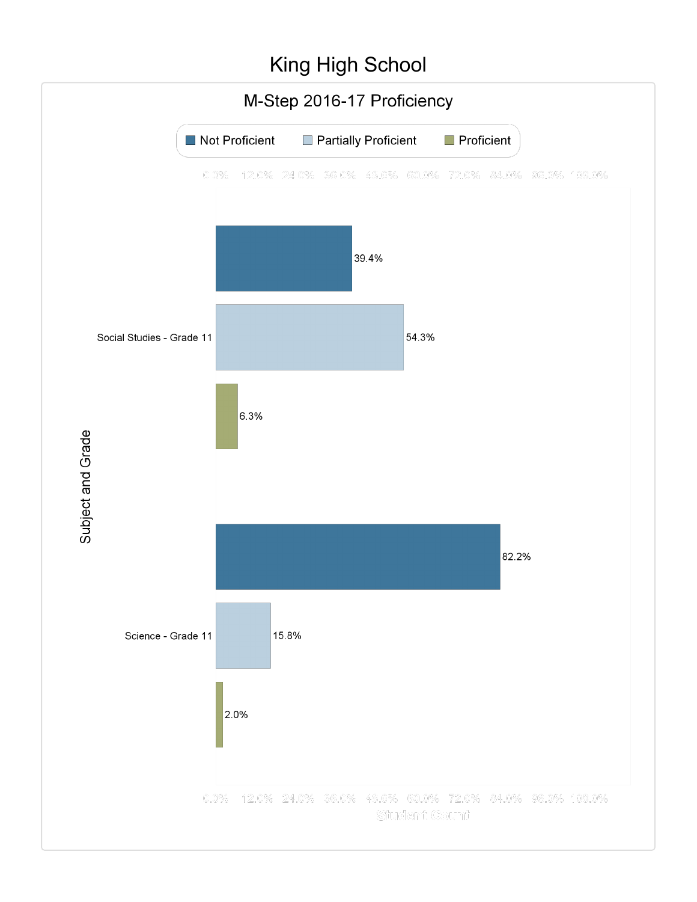# King High School

## M-Step 2016-17 Proficiency

| Subject and Grade | Not Proficient | Partially Proficient | Proficient |
|---|---|---|---|
| Social Studies - Grade 11 | 39.4% | 54.3% | 6.3% |
| Science - Grade 11 | 82.2% | 15.8% | 2.0% |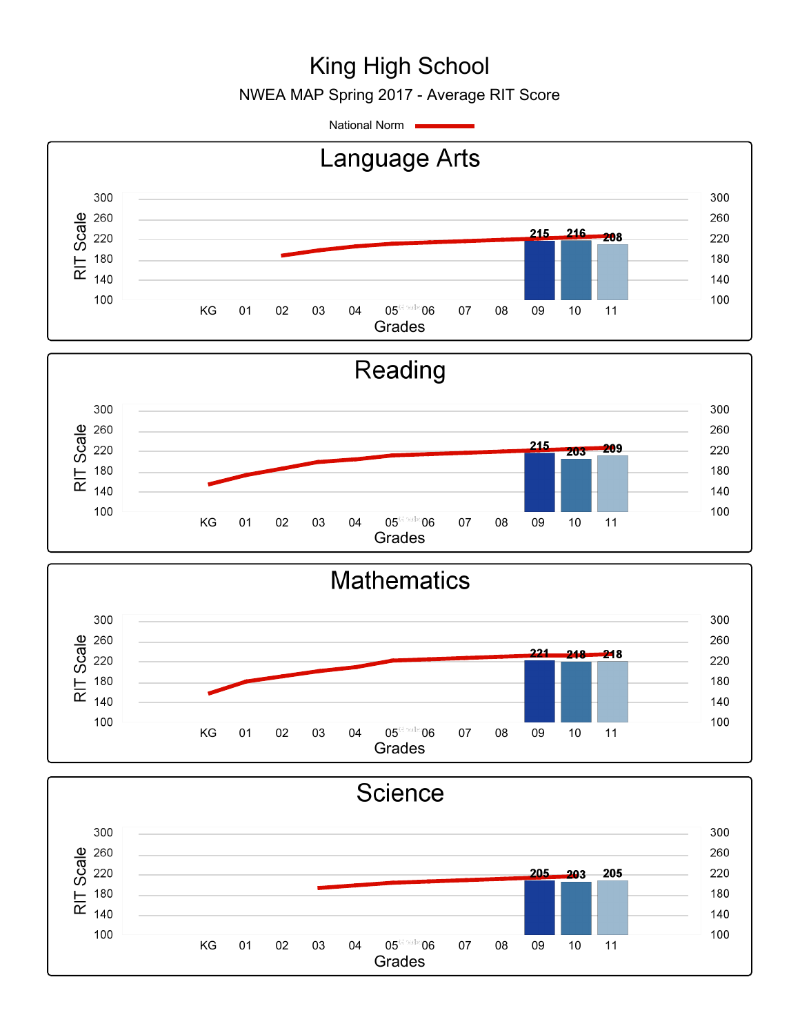# King High School

NWEA MAP Spring 2017 - Average RIT Score

National Norm

## Language Arts

| Grade | Average RIT Score |
|---|---|
| 09 | 215 |
| 10 | 216 |
| 11 | 208 |

## Reading

| Grade | Average RIT Score |
|---|---|
| 09 | 215 |
| 10 | 203 |
| 11 | 209 |

## Mathematics

| Grade | Average RIT Score |
|---|---|
| 09 | 221 |
| 10 | 218 |
| 11 | 218 |

## Science

| Grade | Average RIT Score |
|---|---|
| 09 | 205 |
| 10 | 203 |
| 11 | 205 |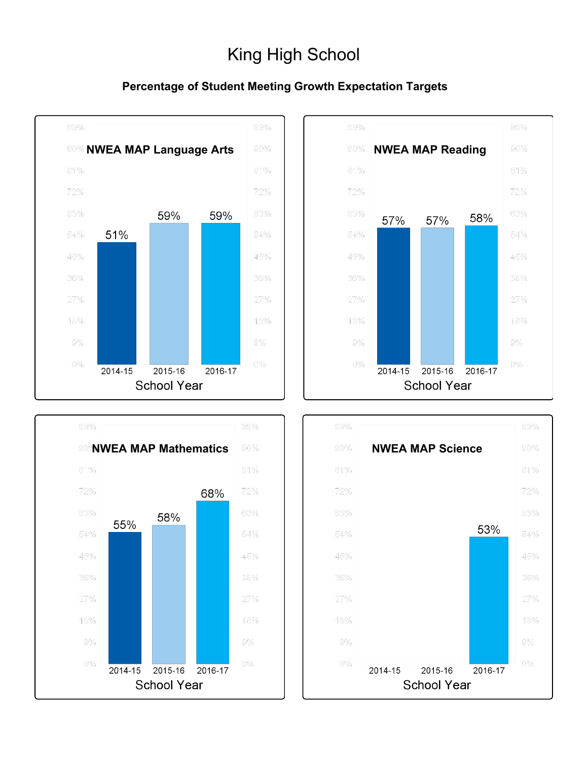# King High School

**Percentage of Student Meeting Growth Expectation Targets**

**NWEA MAP Language Arts**

51%
59%
59%

2014-15
2015-16
2016-17

School Year

**NWEA MAP Reading**

57%
57%
58%

2014-15
2015-16
2016-17

School Year

**NWEA MAP Mathematics**

55%
58%
68%

2014-15
2015-16
2016-17

School Year

**NWEA MAP Science**

53%

2014-15
2015-16
2016-17

School Year